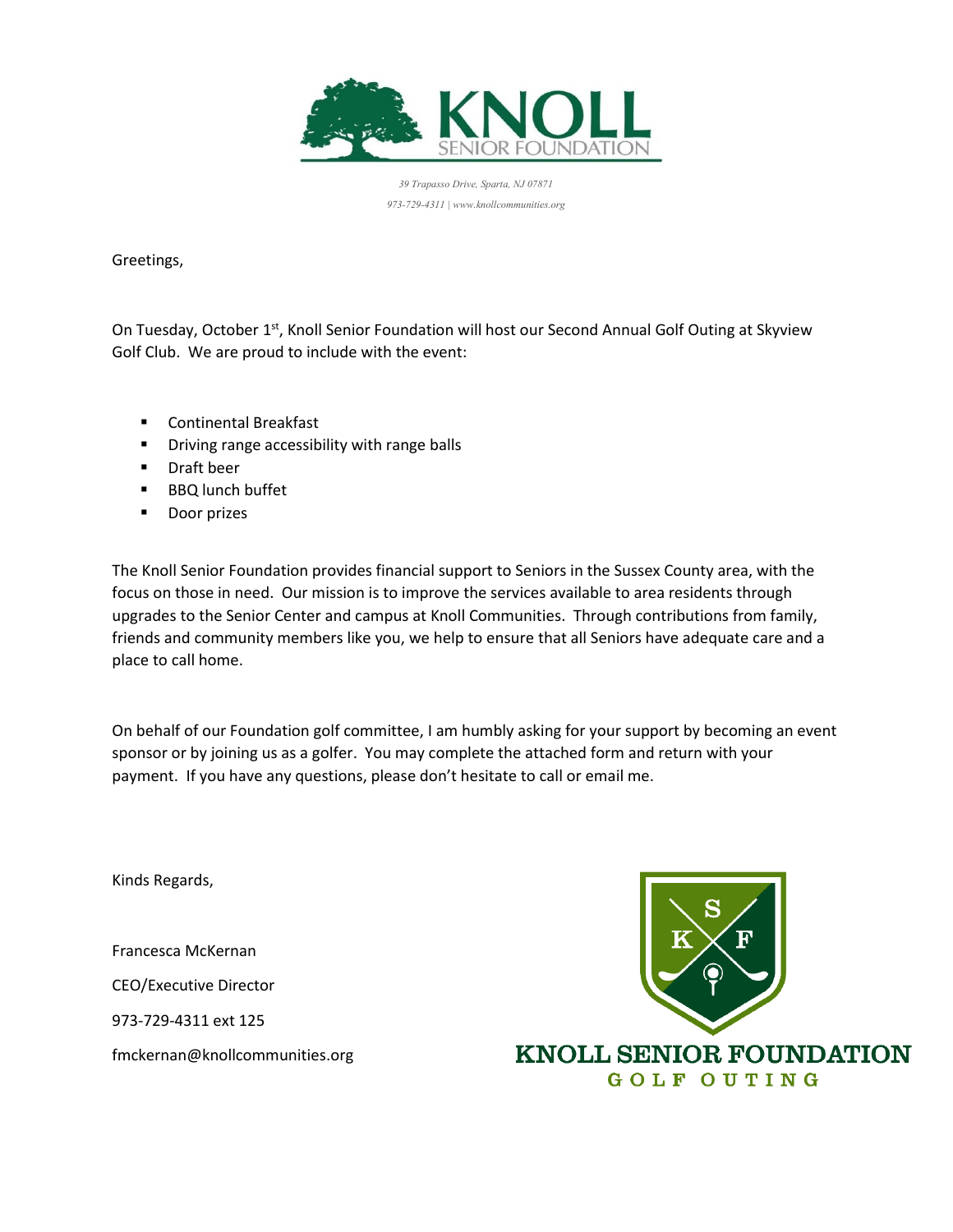KNOLL SENIOR FOUNDATION

*39 Trapasso Drive, Sparta, NJ 07871*

*973-729-4311 | www.knollcommunities.org*

Greetings,

On Tuesday, October 1st, Knoll Senior Foundation will host our Second Annual Golf Outing at Skyview Golf Club. We are proud to include with the event:

- Continental Breakfast
- Driving range accessibility with range balls
- Draft beer
- BBQ lunch buffet
- Door prizes

The Knoll Senior Foundation provides financial support to Seniors in the Sussex County area, with the focus on those in need. Our mission is to improve the services available to area residents through upgrades to the Senior Center and campus at Knoll Communities. Through contributions from family, friends and community members like you, we help to ensure that all Seniors have adequate care and a place to call home.

On behalf of our Foundation golf committee, I am humbly asking for your support by becoming an event sponsor or by joining us as a golfer. You may complete the attached form and return with your payment. If you have any questions, please don't hesitate to call or email me.

Kinds Regards,

Francesca McKernan

CEO/Executive Director

973-729-4311 ext 125

fmckernan@knollcommunities.org

KNOLL SENIOR FOUNDATION
GOLF OUTING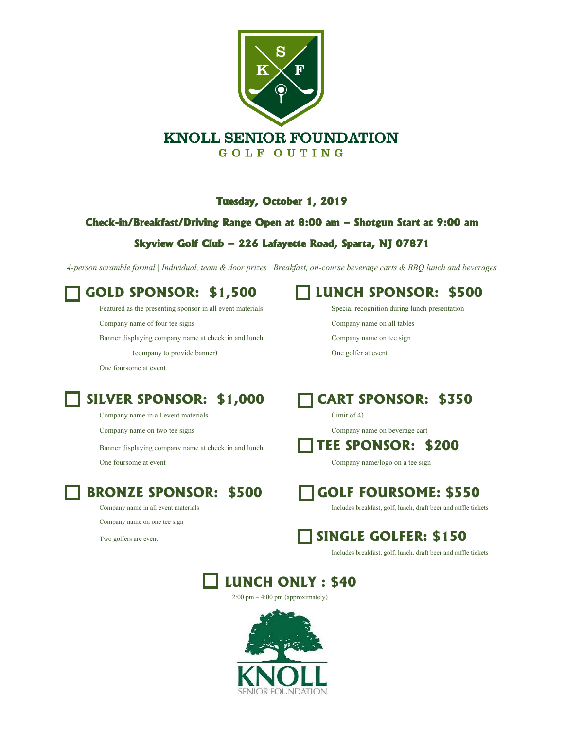# KNOLL SENIOR FOUNDATION

## GOLF OUTING

**Tuesday, October 1, 2019**

**Check-in/Breakfast/Driving Range Open at 8:00 am – Shotgun Start at 9:00 am**

**Skyview Golf Club – 226 Lafayette Road, Sparta, NJ 07871**

*4-person scramble formal | Individual, team & door prizes | Breakfast, on-course beverage carts & BBQ lunch and beverages*

## ☐ GOLD SPONSOR: $1,500

Featured as the presenting sponsor in all event materials

Company name of four tee signs

Banner displaying company name at check-in and lunch

(company to provide banner)

One foursome at event

## ☐ SILVER SPONSOR: $1,000

Company name in all event materials

Company name on two tee signs

Banner displaying company name at check-in and lunch

One foursome at event

## ☐ BRONZE SPONSOR: $500

Company name in all event materials

Company name on one tee sign

Two golfers are event

## ☐ LUNCH SPONSOR: $500

Special recognition during lunch presentation

Company name on all tables

Company name on tee sign

One golfer at event

## ☐ CART SPONSOR: $350

(limit of 4)

Company name on beverage cart

## ☐ TEE SPONSOR: $200

Company name/logo on a tee sign

## ☐ GOLF FOURSOME: $550

Includes breakfast, golf, lunch, draft beer and raffle tickets

## ☐ SINGLE GOLFER: $150

Includes breakfast, golf, lunch, draft beer and raffle tickets

## ☐ LUNCH ONLY : $40

2:00 pm – 4:00 pm (approximately)

KNOLL SENIOR FOUNDATION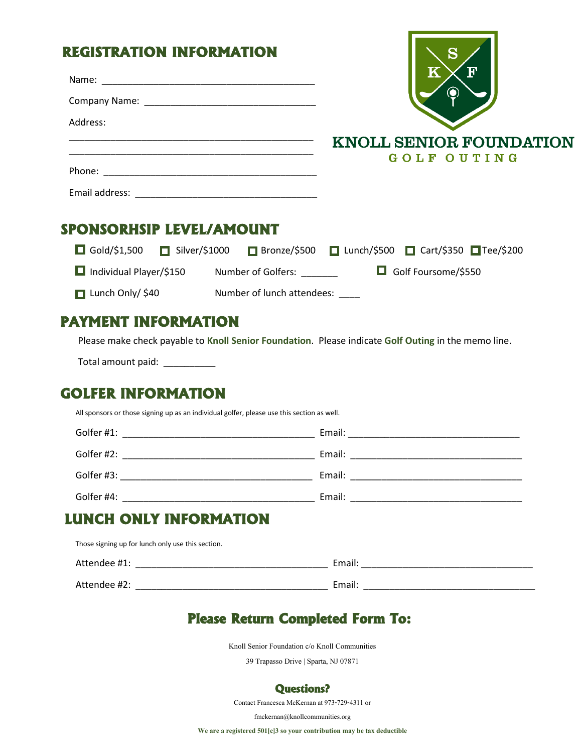# KNOLL SENIOR FOUNDATION

GOLF OUTING

## REGISTRATION INFORMATION

Name: ________________________________________

Company Name: ________________________________

Address:

______________________________________________

______________________________________________

Phone: _______________________________________

Email address: ________________________________

## SPONSORHSIP LEVEL/AMOUNT

☐ Gold/$1,500 ☐ Silver/$1000 ☐ Bronze/$500 ☐ Lunch/$500 ☐ Cart/$350 ☐ Tee/$200

☐ Individual Player/$150 Number of Golfers: _______ ☐ Golf Foursome/$550

☐ Lunch Only/ $40 Number of lunch attendees: ____

## PAYMENT INFORMATION

Please make check payable to **Knoll Senior Foundation**. Please indicate **Golf Outing** in the memo line.

Total amount paid: __________

## GOLFER INFORMATION

All sponsors or those signing up as an individual golfer, please use this section as well.

Golfer #1: ____________________________________ Email: _________________________________

Golfer #2: ____________________________________ Email: _________________________________

Golfer #3: ____________________________________ Email: _________________________________

Golfer #4: ____________________________________ Email: _________________________________

## LUNCH ONLY INFORMATION

Those signing up for lunch only use this section.

Attendee #1: __________________________________ Email: ________________________________

Attendee #2: __________________________________ Email: ________________________________

## Please Return Completed Form To:

Knoll Senior Foundation c/o Knoll Communities

39 Trapasso Drive | Sparta, NJ 07871

### Questions?

Contact Francesca McKernan at 973-729-4311 or

fmckernan@knollcommunities.org

**We are a registered 501[c]3 so your contribution may be tax deductible**